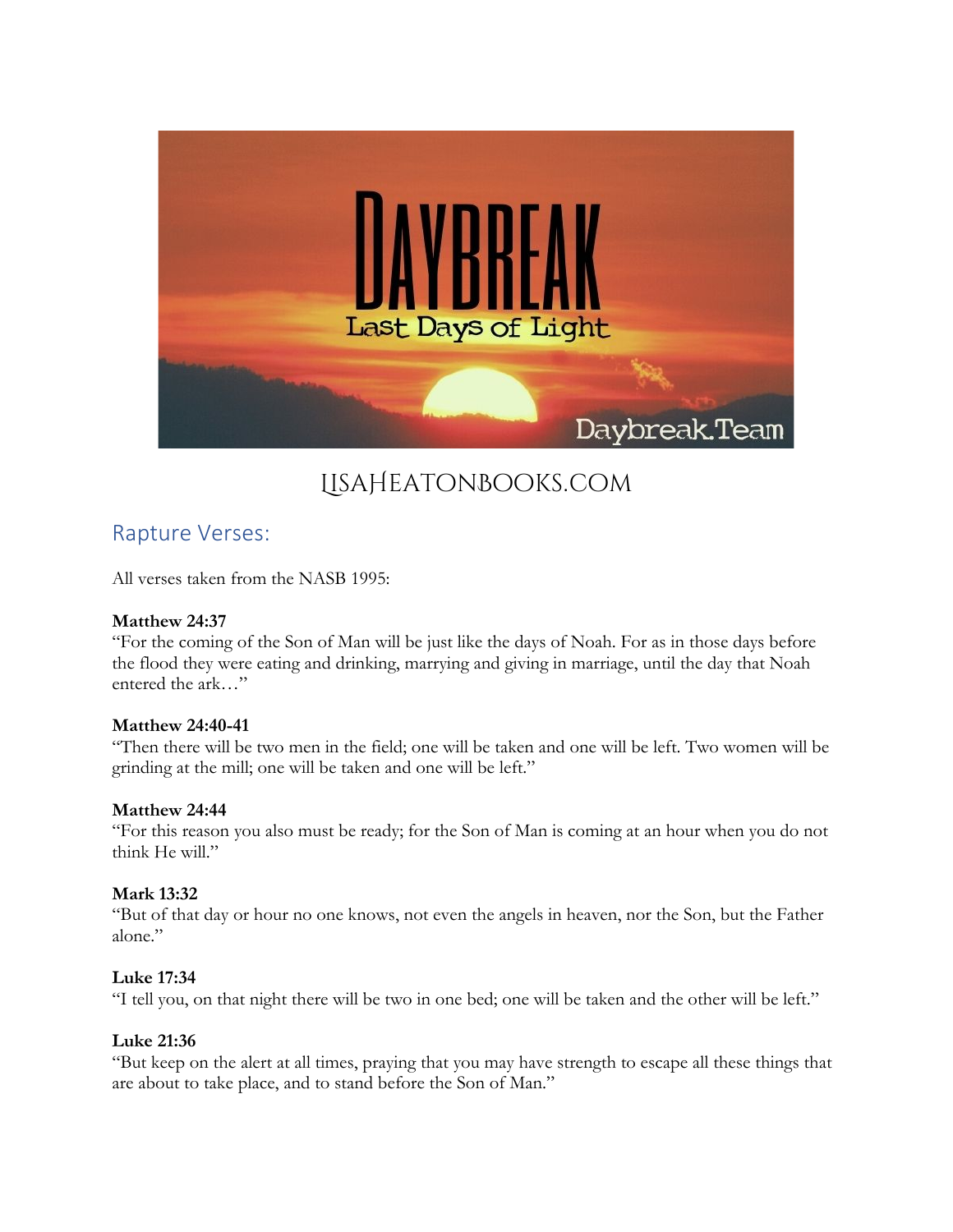LisaHeatonBooks.com

## Rapture Verses:

All verses taken from the NASB 1995:

**Matthew 24:37**
"For the coming of the Son of Man will be just like the days of Noah. For as in those days before the flood they were eating and drinking, marrying and giving in marriage, until the day that Noah entered the ark…"

**Matthew 24:40-41**
"Then there will be two men in the field; one will be taken and one will be left. Two women will be grinding at the mill; one will be taken and one will be left."

**Matthew 24:44**
"For this reason you also must be ready; for the Son of Man is coming at an hour when you do not think He will."

**Mark 13:32**
"But of that day or hour no one knows, not even the angels in heaven, nor the Son, but the Father alone."

**Luke 17:34**
"I tell you, on that night there will be two in one bed; one will be taken and the other will be left."

**Luke 21:36**
"But keep on the alert at all times, praying that you may have strength to escape all these things that are about to take place, and to stand before the Son of Man."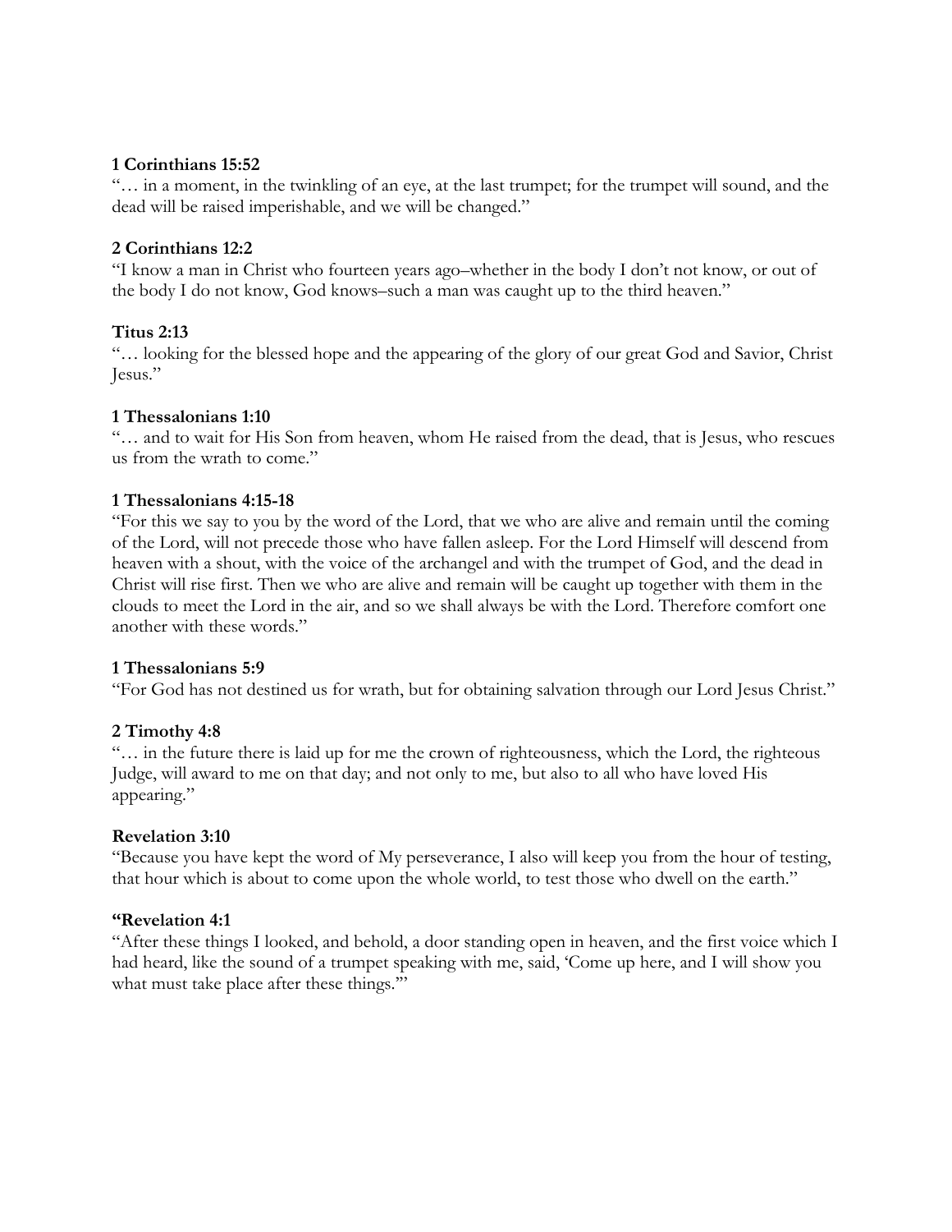**1 Corinthians 15:52**
"… in a moment, in the twinkling of an eye, at the last trumpet; for the trumpet will sound, and the dead will be raised imperishable, and we will be changed."

**2 Corinthians 12:2**
"I know a man in Christ who fourteen years ago–whether in the body I don't not know, or out of the body I do not know, God knows–such a man was caught up to the third heaven."

**Titus 2:13**
"… looking for the blessed hope and the appearing of the glory of our great God and Savior, Christ Jesus."

**1 Thessalonians 1:10**
"… and to wait for His Son from heaven, whom He raised from the dead, that is Jesus, who rescues us from the wrath to come."

**1 Thessalonians 4:15-18**
"For this we say to you by the word of the Lord, that we who are alive and remain until the coming of the Lord, will not precede those who have fallen asleep. For the Lord Himself will descend from heaven with a shout, with the voice of the archangel and with the trumpet of God, and the dead in Christ will rise first. Then we who are alive and remain will be caught up together with them in the clouds to meet the Lord in the air, and so we shall always be with the Lord. Therefore comfort one another with these words."

**1 Thessalonians 5:9**
"For God has not destined us for wrath, but for obtaining salvation through our Lord Jesus Christ."

**2 Timothy 4:8**
"… in the future there is laid up for me the crown of righteousness, which the Lord, the righteous Judge, will award to me on that day; and not only to me, but also to all who have loved His appearing."

**Revelation 3:10**
"Because you have kept the word of My perseverance, I also will keep you from the hour of testing, that hour which is about to come upon the whole world, to test those who dwell on the earth."

**"Revelation 4:1**
"After these things I looked, and behold, a door standing open in heaven, and the first voice which I had heard, like the sound of a trumpet speaking with me, said, 'Come up here, and I will show you what must take place after these things.'"